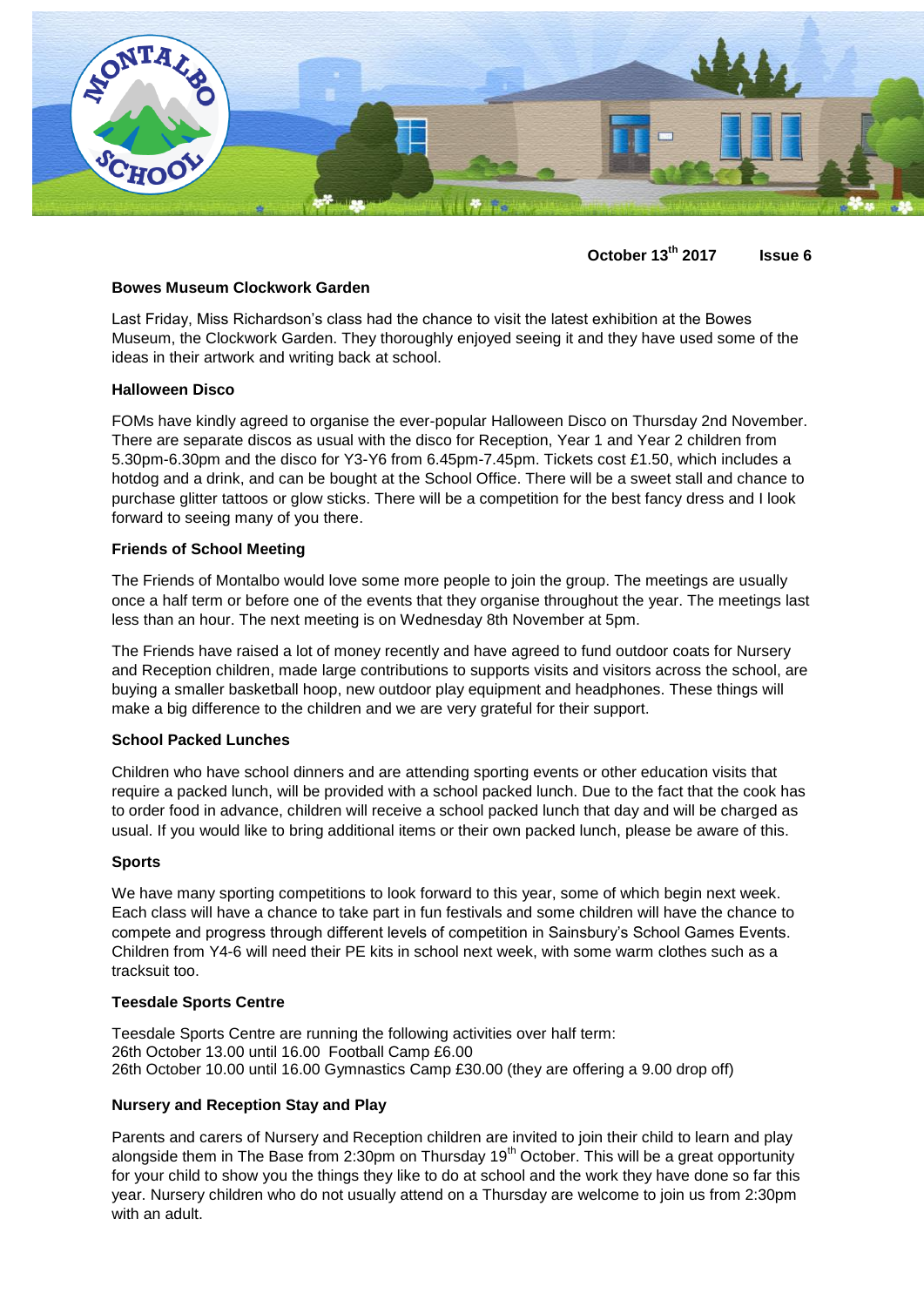**October 13th 2017 Issue 6**

### Bowes Museum Clockwork Garden

Last Friday, Miss Richardson's class had the chance to visit the latest exhibition at the Bowes Museum, the Clockwork Garden. They thoroughly enjoyed seeing it and they have used some of the ideas in their artwork and writing back at school.

### Halloween Disco

FOMs have kindly agreed to organise the ever-popular Halloween Disco on Thursday 2nd November. There are separate discos as usual with the disco for Reception, Year 1 and Year 2 children from 5.30pm-6.30pm and the disco for Y3-Y6 from 6.45pm-7.45pm. Tickets cost £1.50, which includes a hotdog and a drink, and can be bought at the School Office. There will be a sweet stall and chance to purchase glitter tattoos or glow sticks. There will be a competition for the best fancy dress and I look forward to seeing many of you there.

### Friends of School Meeting

The Friends of Montalbo would love some more people to join the group. The meetings are usually once a half term or before one of the events that they organise throughout the year. The meetings last less than an hour. The next meeting is on Wednesday 8th November at 5pm.

The Friends have raised a lot of money recently and have agreed to fund outdoor coats for Nursery and Reception children, made large contributions to supports visits and visitors across the school, are buying a smaller basketball hoop, new outdoor play equipment and headphones. These things will make a big difference to the children and we are very grateful for their support.

### School Packed Lunches

Children who have school dinners and are attending sporting events or other education visits that require a packed lunch, will be provided with a school packed lunch. Due to the fact that the cook has to order food in advance, children will receive a school packed lunch that day and will be charged as usual. If you would like to bring additional items or their own packed lunch, please be aware of this.

### Sports

We have many sporting competitions to look forward to this year, some of which begin next week. Each class will have a chance to take part in fun festivals and some children will have the chance to compete and progress through different levels of competition in Sainsbury's School Games Events. Children from Y4-6 will need their PE kits in school next week, with some warm clothes such as a tracksuit too.

### Teesdale Sports Centre

Teesdale Sports Centre are running the following activities over half term:
26th October 13.00 until 16.00 Football Camp £6.00
26th October 10.00 until 16.00 Gymnastics Camp £30.00 (they are offering a 9.00 drop off)

### Nursery and Reception Stay and Play

Parents and carers of Nursery and Reception children are invited to join their child to learn and play alongside them in The Base from 2:30pm on Thursday 19th October. This will be a great opportunity for your child to show you the things they like to do at school and the work they have done so far this year. Nursery children who do not usually attend on a Thursday are welcome to join us from 2:30pm with an adult.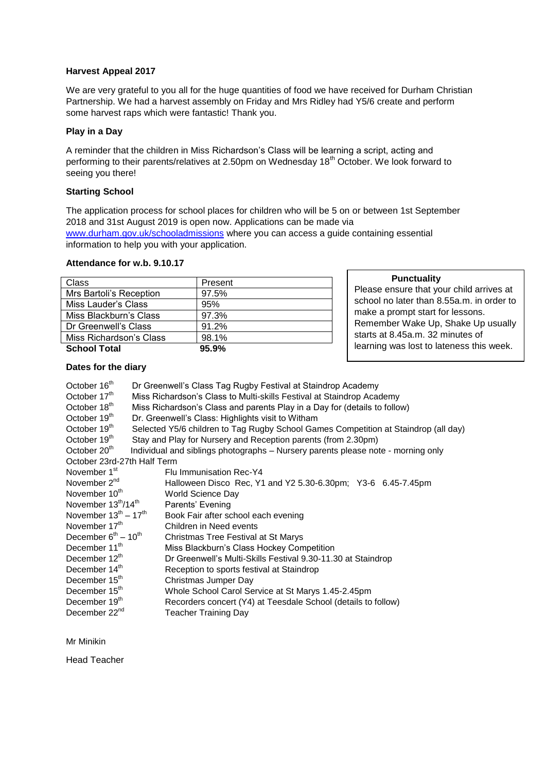### Harvest Appeal 2017

We are very grateful to you all for the huge quantities of food we have received for Durham Christian Partnership. We had a harvest assembly on Friday and Mrs Ridley had Y5/6 create and perform some harvest raps which were fantastic! Thank you.

### Play in a Day

A reminder that the children in Miss Richardson's Class will be learning a script, acting and performing to their parents/relatives at 2.50pm on Wednesday 18th October. We look forward to seeing you there!

### Starting School

The application process for school places for children who will be 5 on or between 1st September 2018 and 31st August 2019 is open now. Applications can be made via www.durham.gov.uk/schooladmissions where you can access a guide containing essential information to help you with your application.

### Attendance for w.b. 9.10.17

| Class | Present |
|---|---|
| Mrs Bartoli's Reception | 97.5% |
| Miss Lauder's Class | 95% |
| Miss Blackburn's Class | 97.3% |
| Dr Greenwell's Class | 91.2% |
| Miss Richardson's Class | 98.1% |
| **School Total** | **95.9%** |

**Punctuality**

Please ensure that your child arrives at school no later than 8.55a.m. in order to make a prompt start for lessons. Remember Wake Up, Shake Up usually starts at 8.45a.m. 32 minutes of learning was lost to lateness this week.

### Dates for the diary

| | |
|---|---|
| October 16th | Dr Greenwell's Class Tag Rugby Festival at Staindrop Academy |
| October 17th | Miss Richardson's Class to Multi-skills Festival at Staindrop Academy |
| October 18th | Miss Richardson's Class and parents Play in a Day for (details to follow) |
| October 19th | Dr. Greenwell's Class: Highlights visit to Witham |
| October 19th | Selected Y5/6 children to Tag Rugby School Games Competition at Staindrop (all day) |
| October 19th | Stay and Play for Nursery and Reception parents (from 2.30pm) |
| October 20th | Individual and siblings photographs – Nursery parents please note - morning only |
| October 23rd-27th Half Term | |
| November 1st | Flu Immunisation Rec-Y4 |
| November 2nd | Halloween Disco Rec, Y1 and Y2 5.30-6.30pm; Y3-6 6.45-7.45pm |
| November 10th | World Science Day |
| November 13th/14th | Parents' Evening |
| November 13th – 17th | Book Fair after school each evening |
| November 17th | Children in Need events |
| December 6th – 10th | Christmas Tree Festival at St Marys |
| December 11th | Miss Blackburn's Class Hockey Competition |
| December 12th | Dr Greenwell's Multi-Skills Festival 9.30-11.30 at Staindrop |
| December 14th | Reception to sports festival at Staindrop |
| December 15th | Christmas Jumper Day |
| December 15th | Whole School Carol Service at St Marys 1.45-2.45pm |
| December 19th | Recorders concert (Y4) at Teesdale School (details to follow) |
| December 22nd | Teacher Training Day |

Mr Minikin

Head Teacher